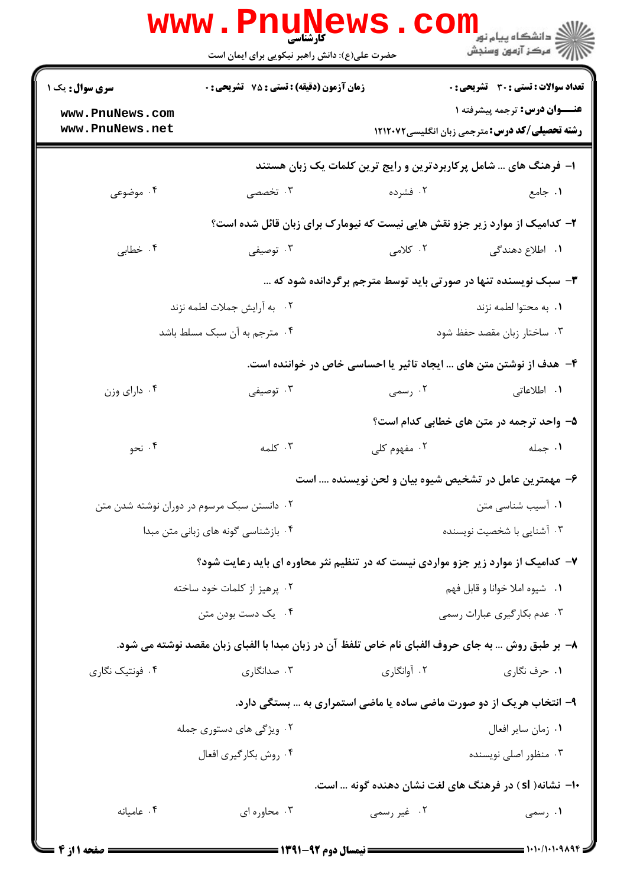کارشناسی

حضرت علی(ع): دانش راهبر نیکویی برای ایمان است

**سری سوال:** یک ۱

**زمان آزمون (دقیقه) : تستی : ۷۵ تشریحی : ۰**

**تعداد سوالات : تستی : ۳۰ تشریحی : ۰**

**عنـــوان درس:** ترجمه پیشرفته ۱

**رشته تحصیلی/کد درس:** مترجمی زبان انگلیسی۱۲۱۲۰۷۲

**۱- فرهنگ های ... شامل پرکاربردترین و رایج ترین کلمات یک زبان هستند**

۱. جامع ۲. فشرده ۳. تخصصی ۴. موضوعی

**۲- کدامیک از موارد زیر جزو نقش هایی نیست که نیومارک برای زبان قائل شده است؟**

۱. اطلاع دهندگی ۲. کلامی ۳. توصیفی ۴. خطابی

**۳- سبک نویسنده تنها در صورتی باید توسط مترجم برگردانده شود که ...**

۱. به محتوا لطمه نزند
۲. به آرایش جملات لطمه نزند
۳. ساختار زبان مقصد حفظ شود
۴. مترجم به آن سبک مسلط باشد

**۴- هدف از نوشتن متن های ... ایجاد تاثیر یا احساسی خاص در خواننده است.**

۱. اطلاعاتی ۲. رسمی ۳. توصیفی ۴. دارای وزن

**۵- واحد ترجمه در متن های خطابی کدام است؟**

۱. جمله ۲. مفهوم کلی ۳. کلمه ۴. نحو

**۶- مهمترین عامل در تشخیص شیوه بیان و لحن نویسنده .... است**

۱. آسیب شناسی متن
۲. دانستن سبک مرسوم در دوران نوشته شدن متن
۳. آشنایی با شخصیت نویسنده
۴. بازشناسی گونه های زبانی متن مبدا

**۷- کدامیک از موارد زیر جزو مواردی نیست که در تنظیم نثر محاوره ای باید رعایت شود؟**

۱. شیوه املا خوانا و قابل فهم
۲. پرهیز از کلمات خود ساخته
۳. عدم بکارگیری عبارات رسمی
۴. یک دست بودن متن

**۸- بر طبق روش ... به جای حروف الفبای نام خاص تلفظ آن در زبان مبدا با الفبای زبان مقصد نوشته می شود.**

۱. حرف نگاری ۲. آوانگاری ۳. صدانگاری ۴. فونتیک نگاری

**۹- انتخاب هریک از دو صورت ماضی ساده یا ماضی استمراری به ... بستگی دارد.**

۱. زمان سایر افعال
۲. ویژگی های دستوری جمله
۳. منظور اصلی نویسنده
۴. روش بکارگیری افعال

**۱۰- نشانه( sl ) در فرهنگ های لغت نشان دهنده گونه ... است.**

۱. رسمی ۲. غیر رسمی ۳. محاوره ای ۴. عامیانه

نیمسال دوم ۹۲-۱۳۹۱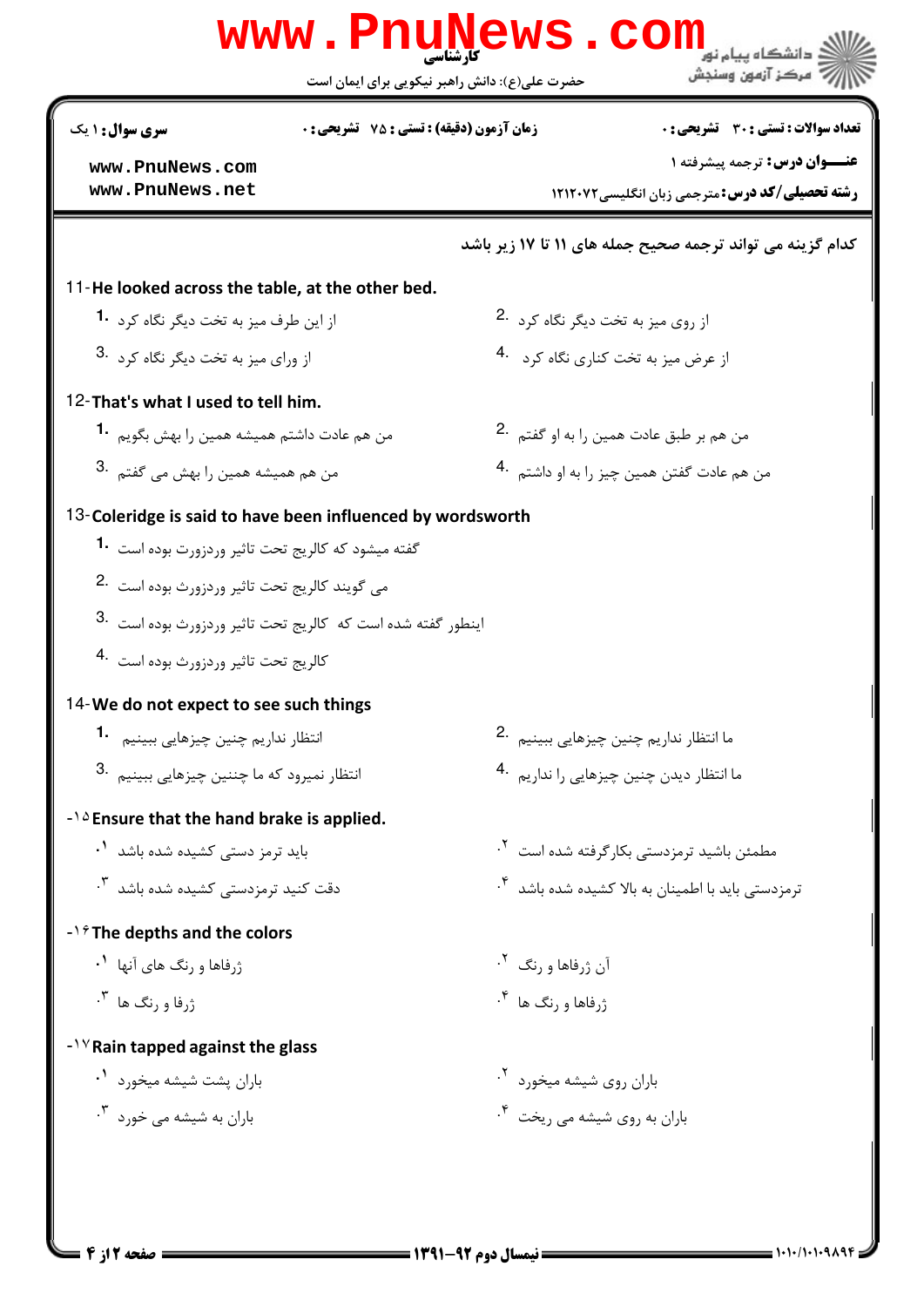**کارشناسی**

حضرت علی(ع): دانش راهبر نیکویی برای ایمان است

| سری سوال: ۱ یک | زمان آزمون (دقیقه) : تستی : ۷۵ تشریحی : ۰ | تعداد سوالات : تستی : ۳۰ تشریحی : ۰ |
|---|---|---|
| www.PnuNews.com<br>www.PnuNews.net | | عنـــوان درس: ترجمه پیشرفته ۱<br>رشته تحصیلی/کد درس: مترجمی زبان انگلیسی۱۲۱۲۰۷۲ |

**کدام گزینه می تواند ترجمه صحیح جمله های ۱۱ تا ۱۷ زیر باشد**

11- **He looked across the table, at the other bed.**

1. از این طرف میز به تخت دیگر نگاه کرد
2. از روی میز به تخت دیگر نگاه کرد
3. از ورای میز به تخت دیگر نگاه کرد
4. از عرض میز به تخت کناری نگاه کرد

12- **That's what I used to tell him.**

1. من هم عادت داشتم همیشه همین را بهش بگویم
2. من هم بر طبق عادت همین را به او گفتم
3. من هم همیشه همین را بهش می گفتم
4. من هم عادت گفتن همین چیز را به او داشتم

13- **Coleridge is said to have been influenced by wordsworth**

1. گفته میشود که کالریج تحت تاثیر وردزورث بوده است
2. می گویند کالریج تحت تاثیر وردزورث بوده است
3. اینطور گفته شده است که کالریج تحت تاثیر وردزورث بوده است
4. کالریج تحت تاثیر وردزورث بوده است

14- **We do not expect to see such things**

1. انتظار نداریم چنین چیزهایی ببینیم
2. ما انتظار نداریم چنین چیزهایی ببینیم
3. انتظار نمیرود که ما چنین چیزهایی ببینیم
4. ما انتظار دیدن چنین چیزهایی را نداریم

15- **Ensure that the hand brake is applied.**

1. باید ترمز دستی کشیده شده باشد
2. مطمئن باشید ترمزدستی بکارگرفته شده است
3. دقت کنید ترمزدستی کشیده شده باشد
4. ترمزدستی باید با اطمینان به بالا کشیده شده باشد

16- **The depths and the colors**

1. ژرفاها و رنگ های آنها
2. آن ژرفاها و رنگ
3. ژرفا و رنگ ها
4. ژرفاها و رنگ ها

17- **Rain tapped against the glass**

1. باران پشت شیشه میخورد
2. باران روی شیشه میخورد
3. باران به شیشه می خورد
4. باران به روی شیشه می ریخت

نیمسال دوم ۹۲-۱۳۹۱

۱۰۱۰/۱۰۱۰۹۸۹۴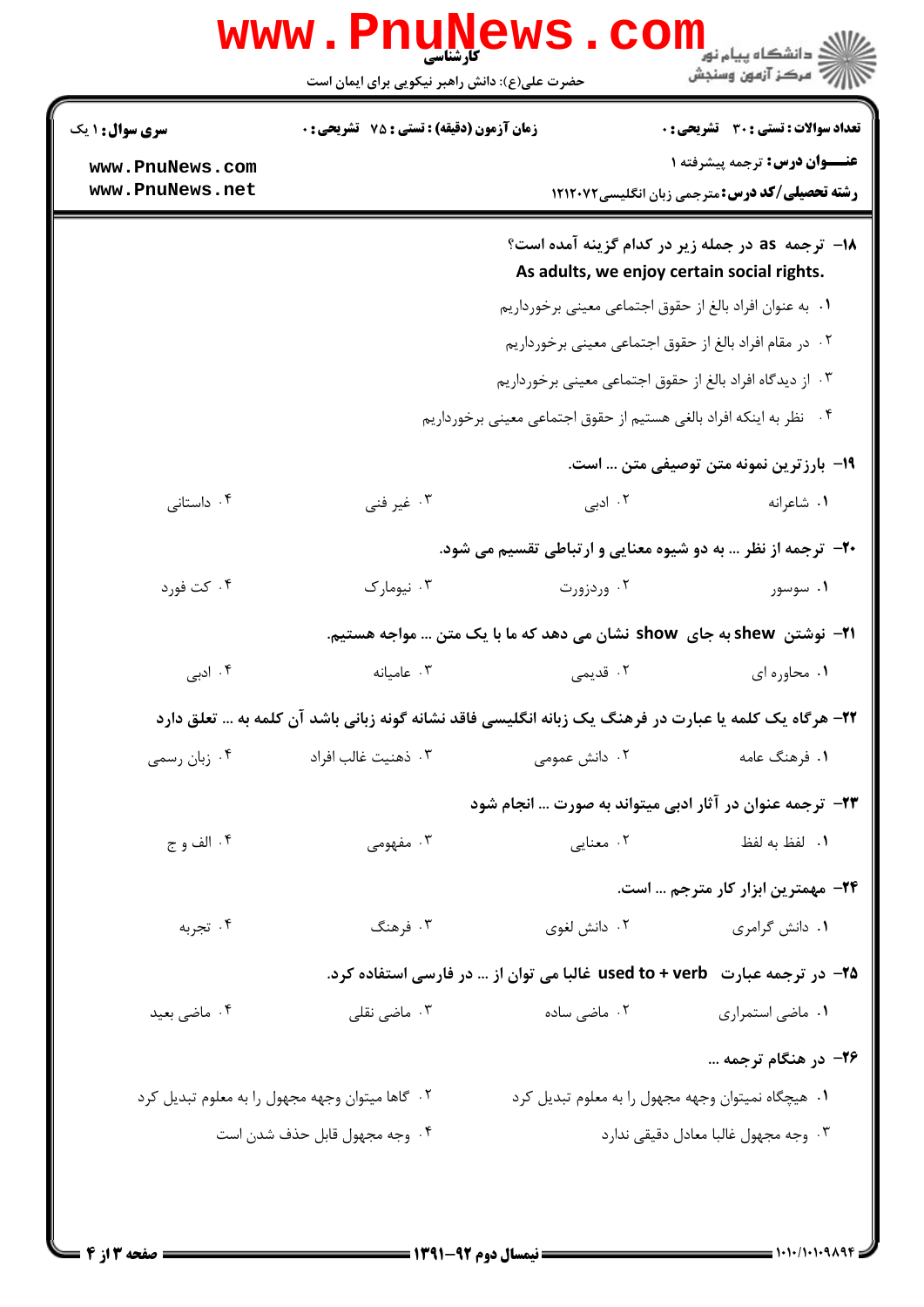۱۸- ترجمه as در جمله زیر در کدام گزینه آمده است؟

**As adults, we enjoy certain social rights.**

۱. به عنوان افراد بالغ از حقوق اجتماعی معینی برخورداریم

۲. در مقام افراد بالغ از حقوق اجتماعی معینی برخورداریم

۳. از دیدگاه افراد بالغ از حقوق اجتماعی معینی برخورداریم

۴. نظر به اینکه افراد بالغی هستیم از حقوق اجتماعی معینی برخورداریم

۱۹- بارزترین نمونه متن توصیفی متن ... است.

۱. شاعرانه ۲. ادبی ۳. غیر فنی ۴. داستانی

۲۰- ترجمه از نظر ... به دو شیوه معنایی و ارتباطی تقسیم می شود.

۱. سوسور ۲. وردزورث ۳. نیومارک ۴. کت فورد

۲۱- نوشتن shew به جای show نشان می دهد که ما با یک متن ... مواجه هستیم.

۱. محاوره ای ۲. قدیمی ۳. عامیانه ۴. ادبی

۲۲- هرگاه یک کلمه یا عبارت در فرهنگ یک زبانه انگلیسی فاقد نشانه گونه زبانی باشد آن کلمه به ... تعلق دارد

۱. فرهنگ عامه ۲. دانش عمومی ۳. ذهنیت غالب افراد ۴. زبان رسمی

۲۳- ترجمه عنوان در آثار ادبی میتواند به صورت ... انجام شود

۱. لفظ به لفظ ۲. معنایی ۳. مفهومی ۴. الف و ج

۲۴- مهمترین ابزار کار مترجم ... است.

۱. دانش گرامری ۲. دانش لغوی ۳. فرهنگ ۴. تجربه

۲۵- در ترجمه عبارت used to + verb غالبا می توان از ... در فارسی استفاده کرد.

۱. ماضی استمراری ۲. ماضی ساده ۳. ماضی نقلی ۴. ماضی بعید

۲۶- در هنگام ترجمه ...

۱. هیچگاه نمیتوان وجهه مجهول را به معلوم تبدیل کرد

۲. گاها میتوان وجهه مجهول را به معلوم تبدیل کرد

۳. وجه مجهول غالبا معادل دقیقی ندارد

۴. وجه مجهول قابل حذف شدن است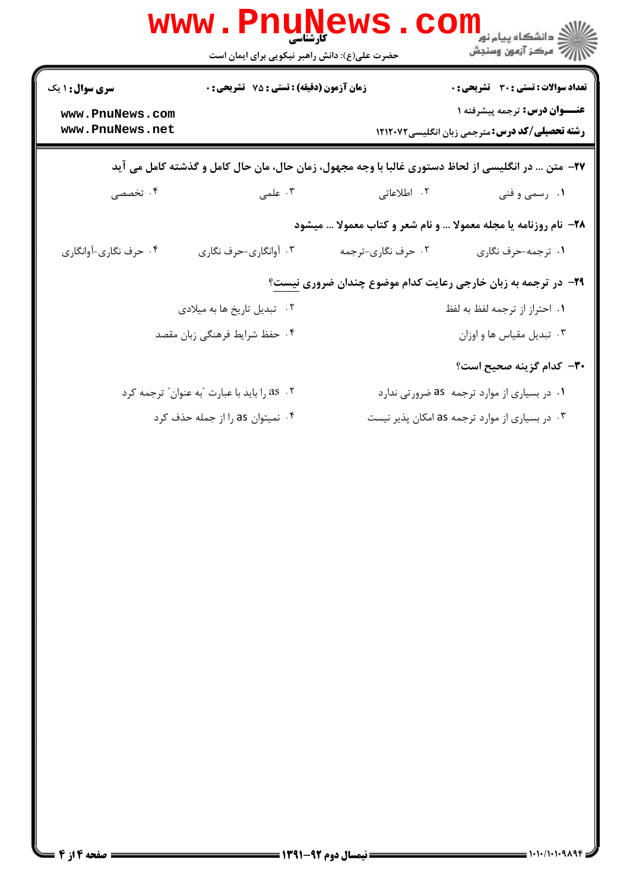**۲۷-** متن ... در انگلیسی از لحاظ دستوری غالبا با وجه مجهول، زمان حال، مان حال کامل و گذشته کامل می آید

۱. رسمی و فنی
۲. اطلاعاتی
۳. علمی
۴. تخصصی

**۲۸-** نام روزنامه یا مجله معمولا ... و نام شعر و کتاب معمولا ... میشود

۱. ترجمه-حرف نگاری
۲. حرف نگاری-ترجمه
۳. آوانگاری-حرف نگاری
۴. حرف نگاری-آوانگاری

**۲۹-** در ترجمه به زبان خارجی رعایت کدام موضوع چندان ضروری نیست؟

۱. احتراز از ترجمه لفظ به لفظ
۲. تبدیل تاریخ ها به میلادی
۳. تبدیل مقیاس ها و اوزان
۴. حفظ شرایط فرهنگی زبان مقصد

**۳۰-** کدام گزینه صحیح است؟

۱. در بسیاری از موارد ترجمه as ضرورتی ندارد
۲. as را باید با عبارت "به عنوان" ترجمه کرد
۳. در بسیاری از موارد ترجمه as امکان پذیر نیست
۴. نمیتوان as را از جمله حذف کرد